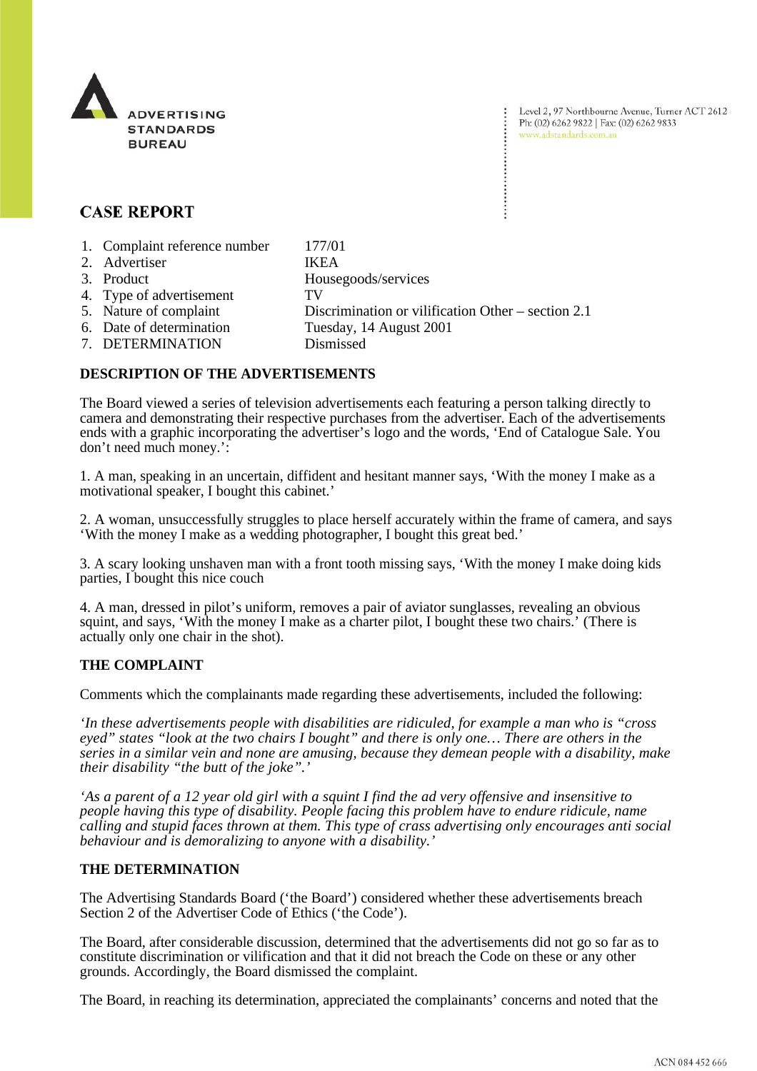ADVERTISING STANDARDS BUREAU

Level 2, 97 Northbourne Avenue, Turner ACT 2612
Ph: (02) 6262 9822 | Fax: (02) 6262 9833
www.adstandards.com.au

## CASE REPORT

| | |
|---|---|
| 1. Complaint reference number | 177/01 |
| 2. Advertiser | IKEA |
| 3. Product | Housegoods/services |
| 4. Type of advertisement | TV |
| 5. Nature of complaint | Discrimination or vilification Other – section 2.1 |
| 6. Date of determination | Tuesday, 14 August 2001 |
| 7. DETERMINATION | Dismissed |

### DESCRIPTION OF THE ADVERTISEMENTS

The Board viewed a series of television advertisements each featuring a person talking directly to camera and demonstrating their respective purchases from the advertiser. Each of the advertisements ends with a graphic incorporating the advertiser's logo and the words, 'End of Catalogue Sale. You don't need much money.':

1. A man, speaking in an uncertain, diffident and hesitant manner says, 'With the money I make as a motivational speaker, I bought this cabinet.'

2. A woman, unsuccessfully struggles to place herself accurately within the frame of camera, and says 'With the money I make as a wedding photographer, I bought this great bed.'

3. A scary looking unshaven man with a front tooth missing says, 'With the money I make doing kids parties, I bought this nice couch

4. A man, dressed in pilot's uniform, removes a pair of aviator sunglasses, revealing an obvious squint, and says, 'With the money I make as a charter pilot, I bought these two chairs.' (There is actually only one chair in the shot).

### THE COMPLAINT

Comments which the complainants made regarding these advertisements, included the following:

*'In these advertisements people with disabilities are ridiculed, for example a man who is "cross eyed" states "look at the two chairs I bought" and there is only one… There are others in the series in a similar vein and none are amusing, because they demean people with a disability, make their disability "the butt of the joke".'*

*'As a parent of a 12 year old girl with a squint I find the ad very offensive and insensitive to people having this type of disability. People facing this problem have to endure ridicule, name calling and stupid faces thrown at them. This type of crass advertising only encourages anti social behaviour and is demoralizing to anyone with a disability.'*

### THE DETERMINATION

The Advertising Standards Board ('the Board') considered whether these advertisements breach Section 2 of the Advertiser Code of Ethics ('the Code').

The Board, after considerable discussion, determined that the advertisements did not go so far as to constitute discrimination or vilification and that it did not breach the Code on these or any other grounds. Accordingly, the Board dismissed the complaint.

The Board, in reaching its determination, appreciated the complainants' concerns and noted that the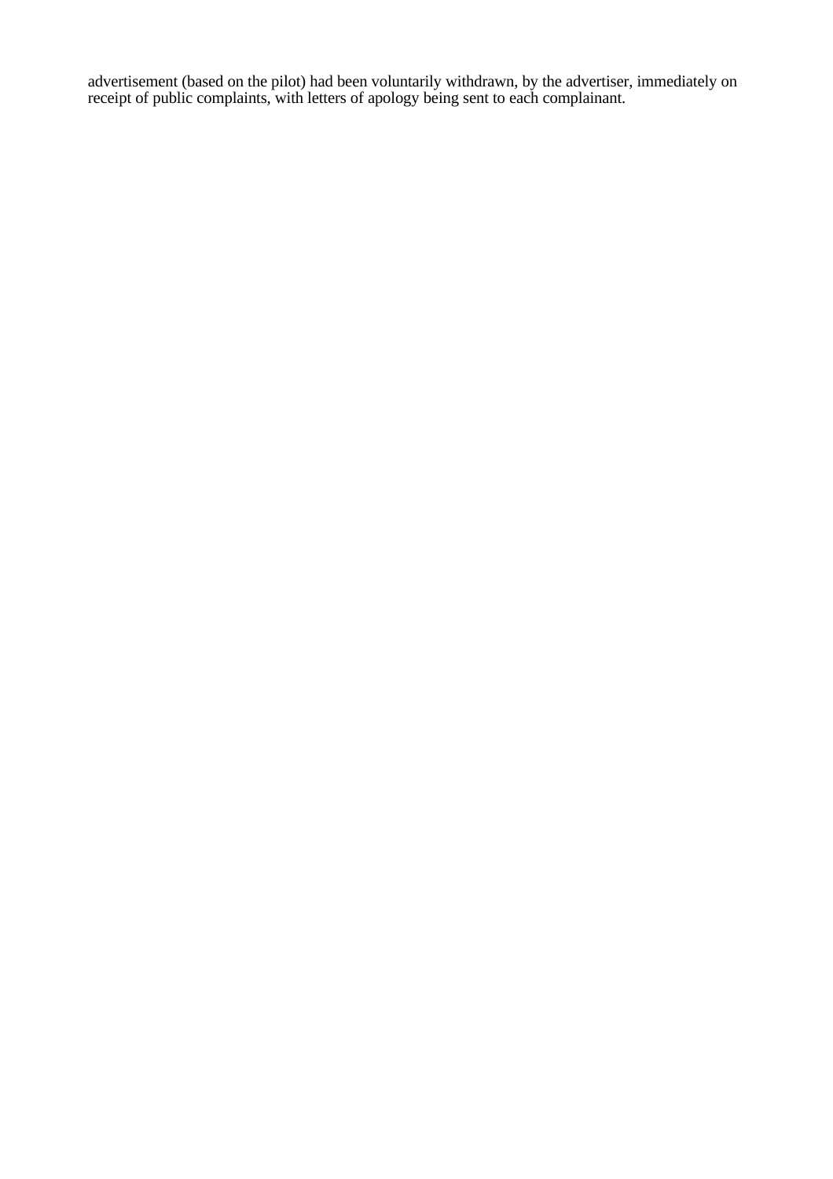advertisement (based on the pilot) had been voluntarily withdrawn, by the advertiser, immediately on receipt of public complaints, with letters of apology being sent to each complainant.